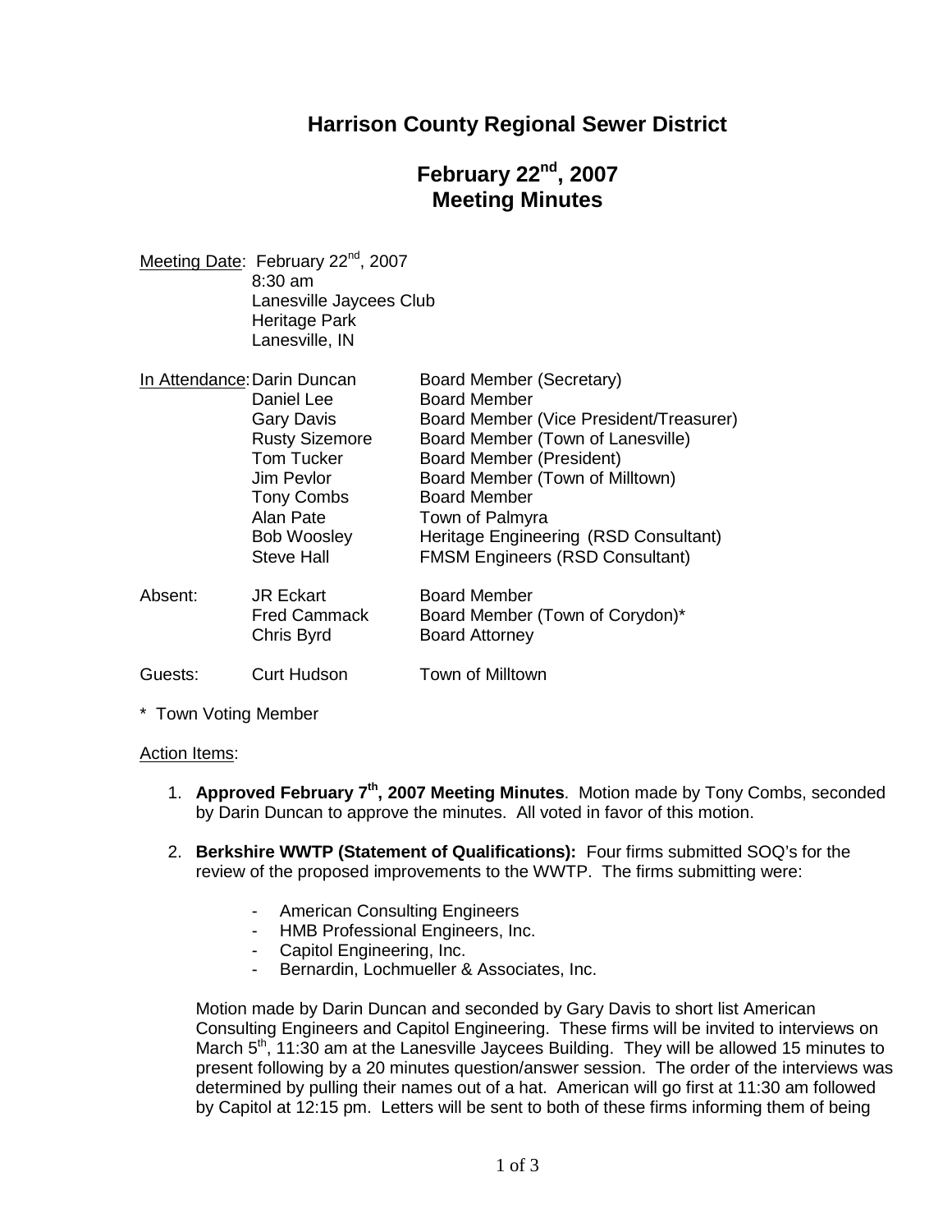# Harrison County Regional Sewer District

## February 22nd, 2007 Meeting Minutes

Meeting Date: February 22nd, 2007
8:30 am
Lanesville Jaycees Club
Heritage Park
Lanesville, IN

In Attendance:

| Name | Role |
|---|---|
| Darin Duncan | Board Member (Secretary) |
| Daniel Lee | Board Member |
| Gary Davis | Board Member (Vice President/Treasurer) |
| Rusty Sizemore | Board Member (Town of Lanesville) |
| Tom Tucker | Board Member (President) |
| Jim Pevlor | Board Member (Town of Milltown) |
| Tony Combs | Board Member |
| Alan Pate | Town of Palmyra |
| Bob Woosley | Heritage Engineering (RSD Consultant) |
| Steve Hall | FMSM Engineers (RSD Consultant) |

Absent:

| Name | Role |
|---|---|
| JR Eckart | Board Member |
| Fred Cammack | Board Member (Town of Corydon)* |
| Chris Byrd | Board Attorney |

Guests:

| Name | Role |
|---|---|
| Curt Hudson | Town of Milltown |

\* Town Voting Member

Action Items:

1. **Approved February 7th, 2007 Meeting Minutes**. Motion made by Tony Combs, seconded by Darin Duncan to approve the minutes. All voted in favor of this motion.

2. **Berkshire WWTP (Statement of Qualifications):** Four firms submitted SOQ's for the review of the proposed improvements to the WWTP. The firms submitting were:

   - American Consulting Engineers
   - HMB Professional Engineers, Inc.
   - Capitol Engineering, Inc.
   - Bernardin, Lochmueller & Associates, Inc.

   Motion made by Darin Duncan and seconded by Gary Davis to short list American Consulting Engineers and Capitol Engineering. These firms will be invited to interviews on March 5th, 11:30 am at the Lanesville Jaycees Building. They will be allowed 15 minutes to present following by a 20 minutes question/answer session. The order of the interviews was determined by pulling their names out of a hat. American will go first at 11:30 am followed by Capitol at 12:15 pm. Letters will be sent to both of these firms informing them of being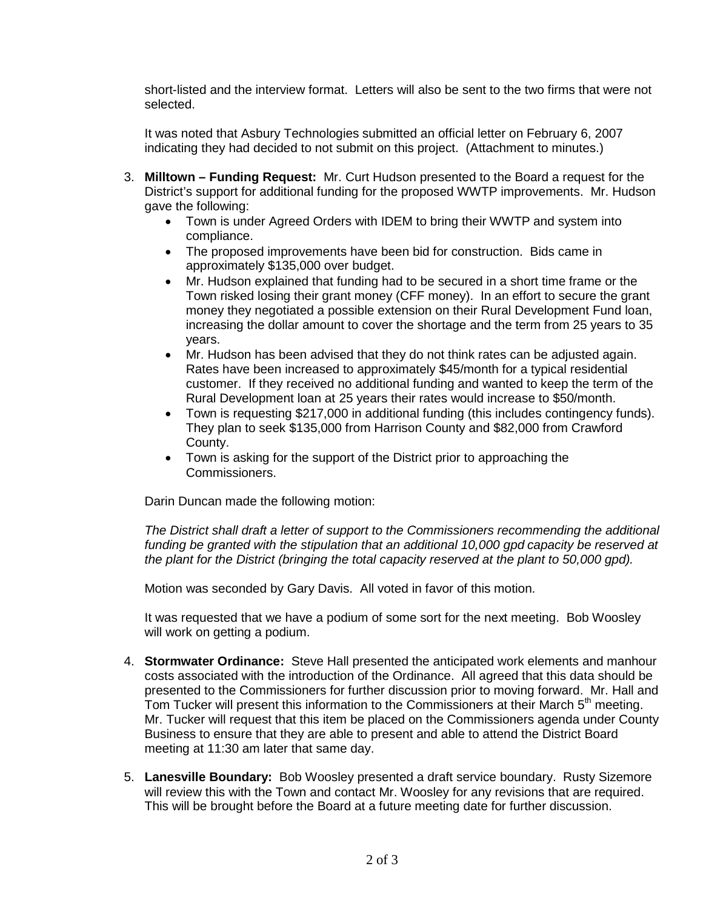short-listed and the interview format. Letters will also be sent to the two firms that were not selected.

It was noted that Asbury Technologies submitted an official letter on February 6, 2007 indicating they had decided to not submit on this project. (Attachment to minutes.)

3. **Milltown – Funding Request:** Mr. Curt Hudson presented to the Board a request for the District's support for additional funding for the proposed WWTP improvements. Mr. Hudson gave the following:
   - Town is under Agreed Orders with IDEM to bring their WWTP and system into compliance.
   - The proposed improvements have been bid for construction. Bids came in approximately $135,000 over budget.
   - Mr. Hudson explained that funding had to be secured in a short time frame or the Town risked losing their grant money (CFF money). In an effort to secure the grant money they negotiated a possible extension on their Rural Development Fund loan, increasing the dollar amount to cover the shortage and the term from 25 years to 35 years.
   - Mr. Hudson has been advised that they do not think rates can be adjusted again. Rates have been increased to approximately $45/month for a typical residential customer. If they received no additional funding and wanted to keep the term of the Rural Development loan at 25 years their rates would increase to $50/month.
   - Town is requesting $217,000 in additional funding (this includes contingency funds). They plan to seek $135,000 from Harrison County and $82,000 from Crawford County.
   - Town is asking for the support of the District prior to approaching the Commissioners.

   Darin Duncan made the following motion:

   *The District shall draft a letter of support to the Commissioners recommending the additional funding be granted with the stipulation that an additional 10,000 gpd capacity be reserved at the plant for the District (bringing the total capacity reserved at the plant to 50,000 gpd).*

   Motion was seconded by Gary Davis. All voted in favor of this motion.

   It was requested that we have a podium of some sort for the next meeting. Bob Woosley will work on getting a podium.

4. **Stormwater Ordinance:** Steve Hall presented the anticipated work elements and manhour costs associated with the introduction of the Ordinance. All agreed that this data should be presented to the Commissioners for further discussion prior to moving forward. Mr. Hall and Tom Tucker will present this information to the Commissioners at their March 5th meeting. Mr. Tucker will request that this item be placed on the Commissioners agenda under County Business to ensure that they are able to present and able to attend the District Board meeting at 11:30 am later that same day.

5. **Lanesville Boundary:** Bob Woosley presented a draft service boundary. Rusty Sizemore will review this with the Town and contact Mr. Woosley for any revisions that are required. This will be brought before the Board at a future meeting date for further discussion.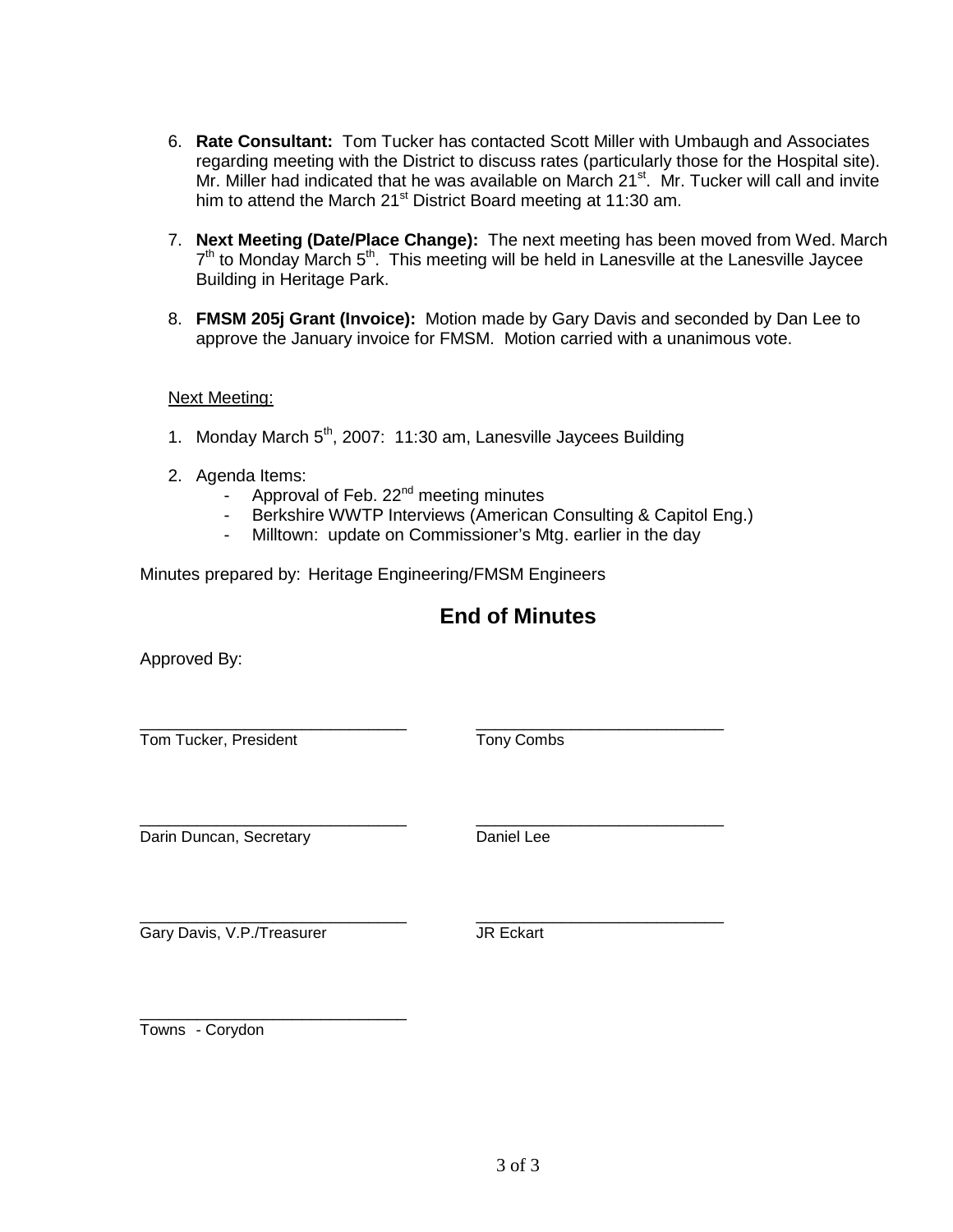6. **Rate Consultant:** Tom Tucker has contacted Scott Miller with Umbaugh and Associates regarding meeting with the District to discuss rates (particularly those for the Hospital site). Mr. Miller had indicated that he was available on March 21st. Mr. Tucker will call and invite him to attend the March 21st District Board meeting at 11:30 am.

7. **Next Meeting (Date/Place Change):** The next meeting has been moved from Wed. March 7th to Monday March 5th. This meeting will be held in Lanesville at the Lanesville Jaycee Building in Heritage Park.

8. **FMSM 205j Grant (Invoice):** Motion made by Gary Davis and seconded by Dan Lee to approve the January invoice for FMSM. Motion carried with a unanimous vote.

<u>Next Meeting:</u>

1. Monday March 5th, 2007: 11:30 am, Lanesville Jaycees Building

2. Agenda Items:
   - Approval of Feb. 22nd meeting minutes
   - Berkshire WWTP Interviews (American Consulting & Capitol Eng.)
   - Milltown: update on Commissioner's Mtg. earlier in the day

Minutes prepared by: Heritage Engineering/FMSM Engineers

## End of Minutes

Approved By:

\_\_\_\_\_\_\_\_\_\_\_\_\_\_\_\_\_\_\_\_\_\_\_\_\_\_\_\_\_\_
Tom Tucker, President

\_\_\_\_\_\_\_\_\_\_\_\_\_\_\_\_\_\_\_\_\_\_\_\_\_\_\_\_\_\_
Tony Combs

\_\_\_\_\_\_\_\_\_\_\_\_\_\_\_\_\_\_\_\_\_\_\_\_\_\_\_\_\_\_
Darin Duncan, Secretary

\_\_\_\_\_\_\_\_\_\_\_\_\_\_\_\_\_\_\_\_\_\_\_\_\_\_\_\_\_\_
Daniel Lee

\_\_\_\_\_\_\_\_\_\_\_\_\_\_\_\_\_\_\_\_\_\_\_\_\_\_\_\_\_\_
Gary Davis, V.P./Treasurer

\_\_\_\_\_\_\_\_\_\_\_\_\_\_\_\_\_\_\_\_\_\_\_\_\_\_\_\_\_\_
JR Eckart

\_\_\_\_\_\_\_\_\_\_\_\_\_\_\_\_\_\_\_\_\_\_\_\_\_\_\_\_\_\_
Towns - Corydon